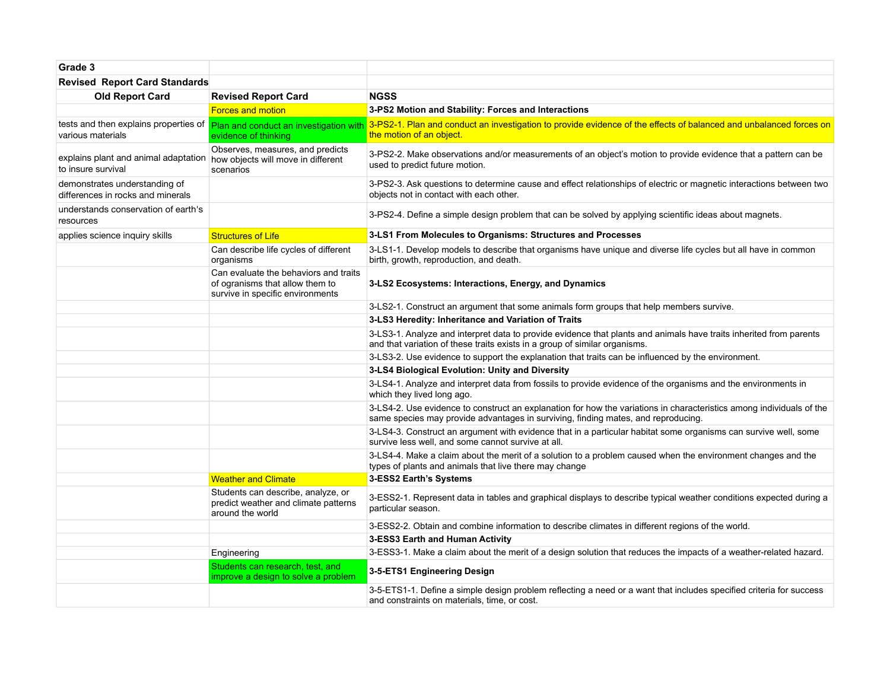| Grade 3 | | |
|---|---|---|
| **Revised Report Card Standards** | | |
| **Old Report Card** | **Revised Report Card** | **NGSS** |
| | Forces and motion | **3-PS2 Motion and Stability: Forces and Interactions** |
| tests and then explains properties of various materials | Plan and conduct an investigation with evidence of thinking | 3-PS2-1. Plan and conduct an investigation to provide evidence of the effects of balanced and unbalanced forces on the motion of an object. |
| explains plant and animal adaptation to insure survival | Observes, measures, and predicts how objects will move in different scenarios | 3-PS2-2. Make observations and/or measurements of an object's motion to provide evidence that a pattern can be used to predict future motion. |
| demonstrates understanding of differences in rocks and minerals | | 3-PS2-3. Ask questions to determine cause and effect relationships of electric or magnetic interactions between two objects not in contact with each other. |
| understands conservation of earth's resources | | 3-PS2-4. Define a simple design problem that can be solved by applying scientific ideas about magnets. |
| applies science inquiry skills | Structures of Life | **3-LS1 From Molecules to Organisms: Structures and Processes** |
| | Can describe life cycles of different organisms | 3-LS1-1. Develop models to describe that organisms have unique and diverse life cycles but all have in common birth, growth, reproduction, and death. |
| | Can evaluate the behaviors and traits of ogranisms that allow them to survive in specific environments | **3-LS2 Ecosystems: Interactions, Energy, and Dynamics** |
| | | 3-LS2-1. Construct an argument that some animals form groups that help members survive. |
| | | **3-LS3 Heredity: Inheritance and Variation of Traits** |
| | | 3-LS3-1. Analyze and interpret data to provide evidence that plants and animals have traits inherited from parents and that variation of these traits exists in a group of similar organisms. |
| | | 3-LS3-2. Use evidence to support the explanation that traits can be influenced by the environment. |
| | | **3-LS4 Biological Evolution: Unity and Diversity** |
| | | 3-LS4-1. Analyze and interpret data from fossils to provide evidence of the organisms and the environments in which they lived long ago. |
| | | 3-LS4-2. Use evidence to construct an explanation for how the variations in characteristics among individuals of the same species may provide advantages in surviving, finding mates, and reproducing. |
| | | 3-LS4-3. Construct an argument with evidence that in a particular habitat some organisms can survive well, some survive less well, and some cannot survive at all. |
| | | 3-LS4-4. Make a claim about the merit of a solution to a problem caused when the environment changes and the types of plants and animals that live there may change |
| | Weather and Climate | **3-ESS2 Earth's Systems** |
| | Students can describe, analyze, or predict weather and climate patterns around the world | 3-ESS2-1. Represent data in tables and graphical displays to describe typical weather conditions expected during a particular season. |
| | | 3-ESS2-2. Obtain and combine information to describe climates in different regions of the world. |
| | | **3-ESS3 Earth and Human Activity** |
| | Engineering | 3-ESS3-1. Make a claim about the merit of a design solution that reduces the impacts of a weather-related hazard. |
| | Students can research, test, and improve a design to solve a problem | **3-5-ETS1 Engineering Design** |
| | | 3-5-ETS1-1. Define a simple design problem reflecting a need or a want that includes specified criteria for success and constraints on materials, time, or cost. |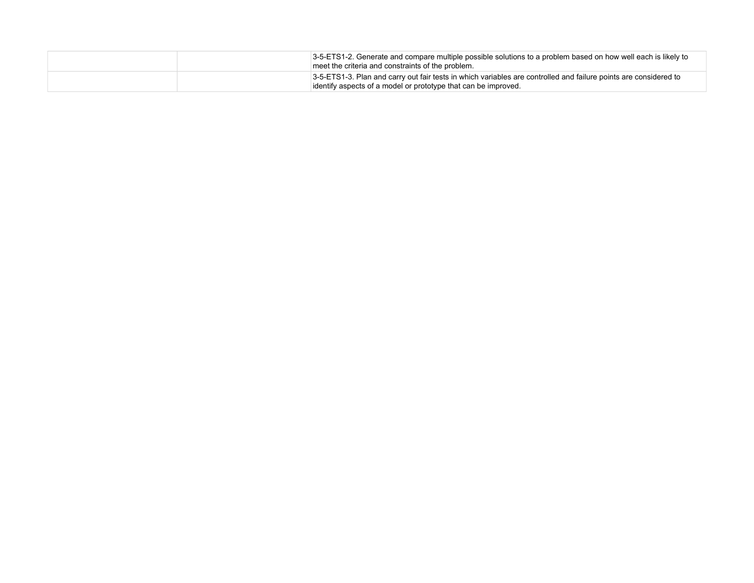| | | |
|---|---|---|
| | | 3-5-ETS1-2. Generate and compare multiple possible solutions to a problem based on how well each is likely to meet the criteria and constraints of the problem. |
| | | 3-5-ETS1-3. Plan and carry out fair tests in which variables are controlled and failure points are considered to identify aspects of a model or prototype that can be improved. |